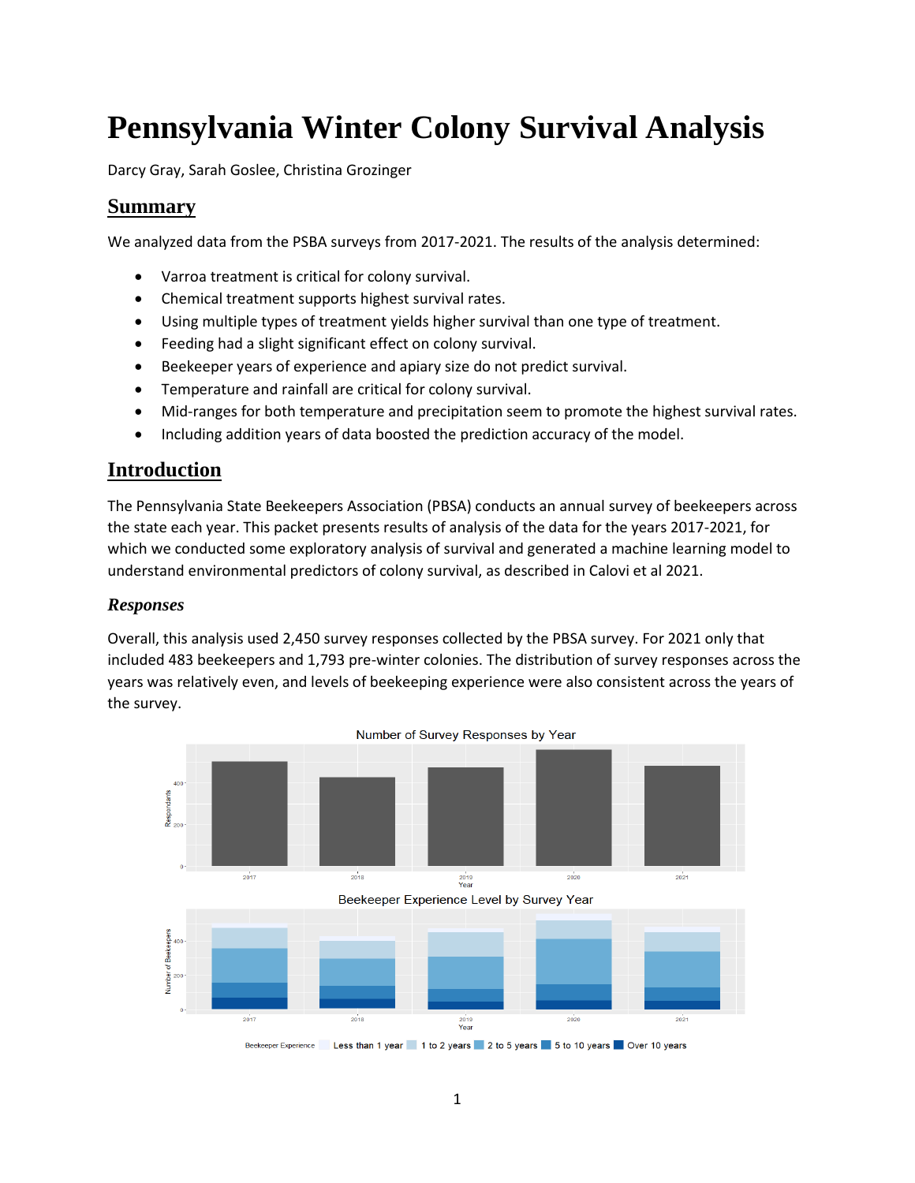# Pennsylvania Winter Colony Survival Analysis

Darcy Gray, Sarah Goslee, Christina Grozinger

## Summary

We analyzed data from the PSBA surveys from 2017-2021. The results of the analysis determined:

- Varroa treatment is critical for colony survival.
- Chemical treatment supports highest survival rates.
- Using multiple types of treatment yields higher survival than one type of treatment.
- Feeding had a slight significant effect on colony survival.
- Beekeeper years of experience and apiary size do not predict survival.
- Temperature and rainfall are critical for colony survival.
- Mid-ranges for both temperature and precipitation seem to promote the highest survival rates.
- Including addition years of data boosted the prediction accuracy of the model.

## Introduction

The Pennsylvania State Beekeepers Association (PBSA) conducts an annual survey of beekeepers across the state each year. This packet presents results of analysis of the data for the years 2017-2021, for which we conducted some exploratory analysis of survival and generated a machine learning model to understand environmental predictors of colony survival, as described in Calovi et al 2021.

### *Responses*

Overall, this analysis used 2,450 survey responses collected by the PBSA survey. For 2021 only that included 483 beekeepers and 1,793 pre-winter colonies. The distribution of survey responses across the years was relatively even, and levels of beekeeping experience were also consistent across the years of the survey.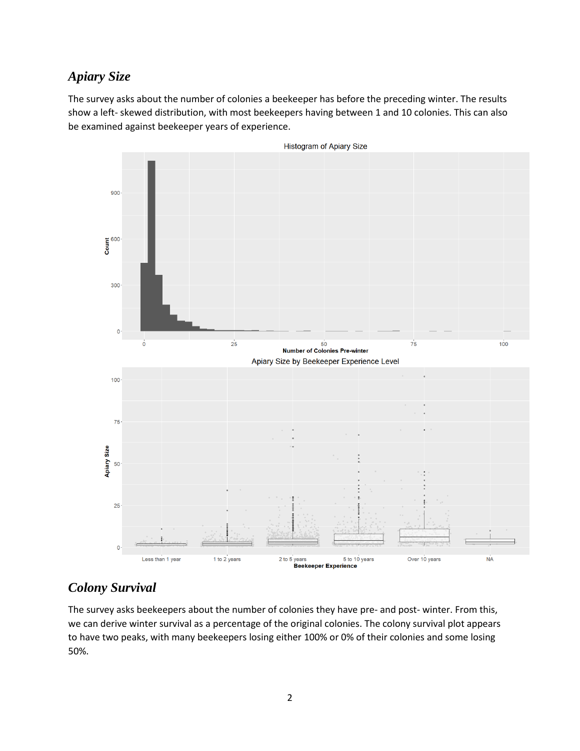## *Apiary Size*

The survey asks about the number of colonies a beekeeper has before the preceding winter. The results show a left- skewed distribution, with most beekeepers having between 1 and 10 colonies. This can also be examined against beekeeper years of experience.

## *Colony Survival*

The survey asks beekeepers about the number of colonies they have pre- and post- winter. From this, we can derive winter survival as a percentage of the original colonies. The colony survival plot appears to have two peaks, with many beekeepers losing either 100% or 0% of their colonies and some losing 50%.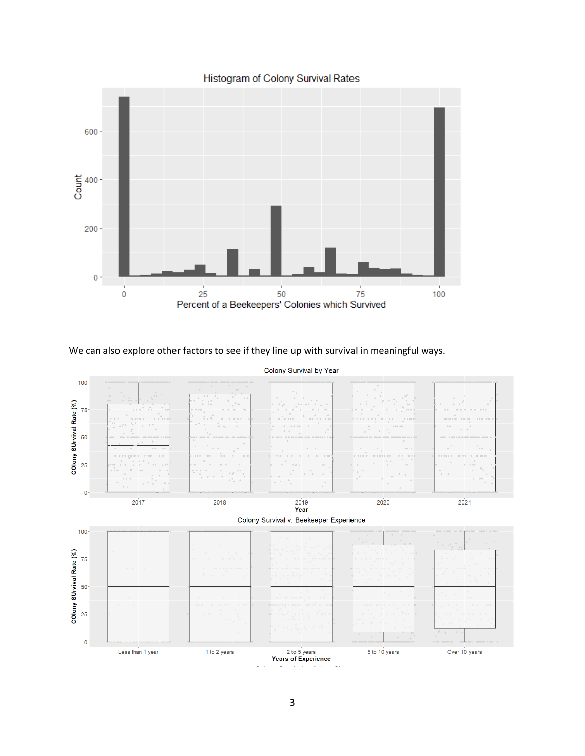We can also explore other factors to see if they line up with survival in meaningful ways.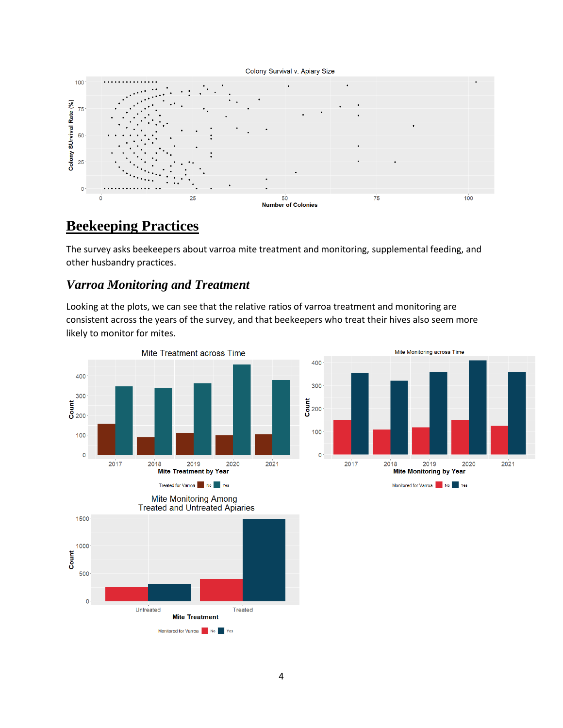## Beekeeping Practices

The survey asks beekeepers about varroa mite treatment and monitoring, supplemental feeding, and other husbandry practices.

### *Varroa Monitoring and Treatment*

Looking at the plots, we can see that the relative ratios of varroa treatment and monitoring are consistent across the years of the survey, and that beekeepers who treat their hives also seem more likely to monitor for mites.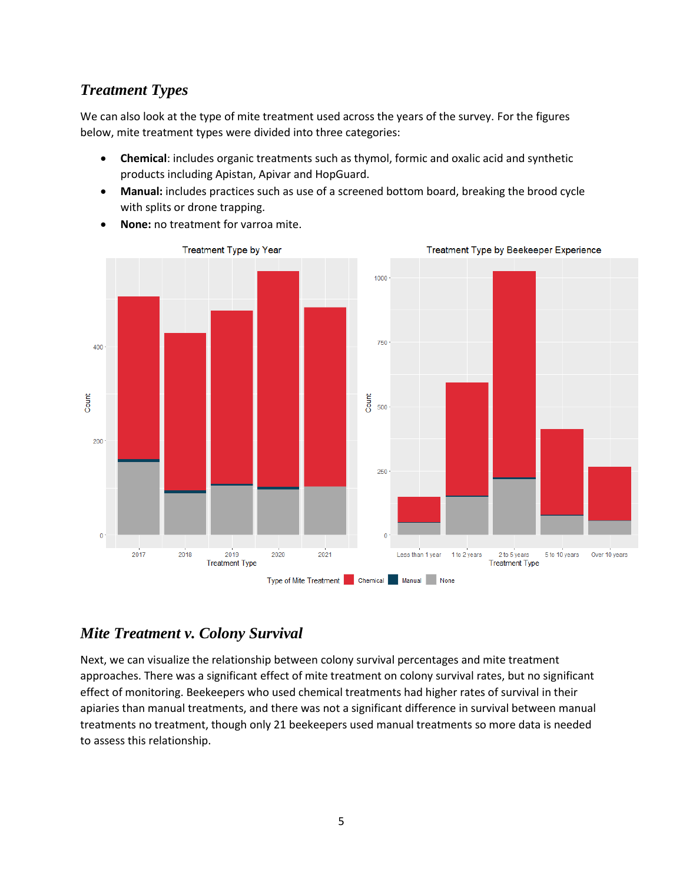### *Treatment Types*

We can also look at the type of mite treatment used across the years of the survey. For the figures below, mite treatment types were divided into three categories:

- **Chemical**: includes organic treatments such as thymol, formic and oxalic acid and synthetic products including Apistan, Apivar and HopGuard.
- **Manual:** includes practices such as use of a screened bottom board, breaking the brood cycle with splits or drone trapping.
- **None:** no treatment for varroa mite.

### *Mite Treatment v. Colony Survival*

Next, we can visualize the relationship between colony survival percentages and mite treatment approaches. There was a significant effect of mite treatment on colony survival rates, but no significant effect of monitoring. Beekeepers who used chemical treatments had higher rates of survival in their apiaries than manual treatments, and there was not a significant difference in survival between manual treatments no treatment, though only 21 beekeepers used manual treatments so more data is needed to assess this relationship.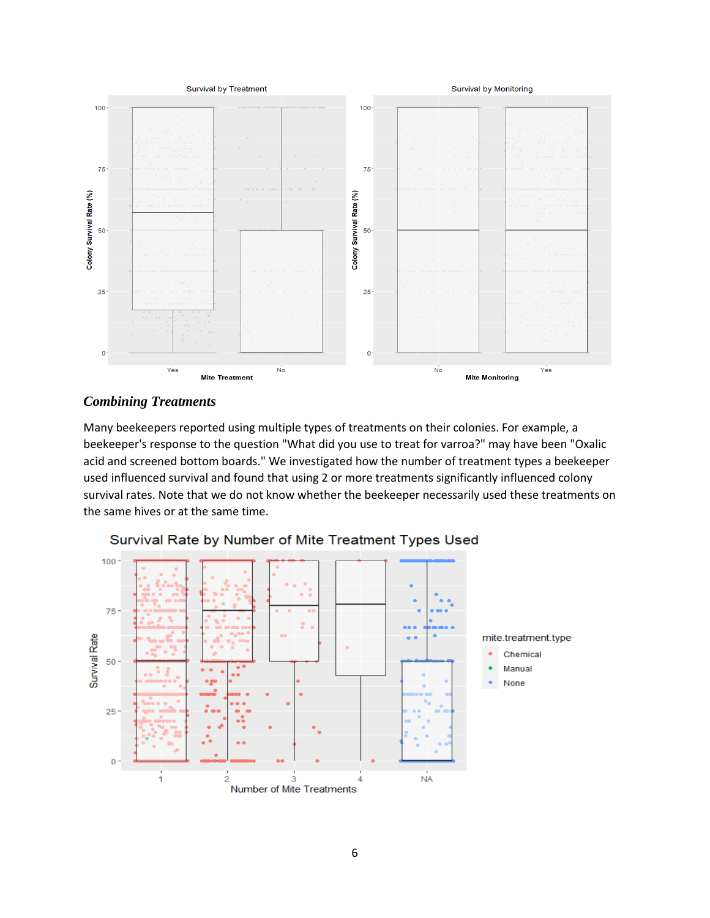### *Combining Treatments*

Many beekeepers reported using multiple types of treatments on their colonies. For example, a beekeeper's response to the question "What did you use to treat for varroa?" may have been "Oxalic acid and screened bottom boards." We investigated how the number of treatment types a beekeeper used influenced survival and found that using 2 or more treatments significantly influenced colony survival rates. Note that we do not know whether the beekeeper necessarily used these treatments on the same hives or at the same time.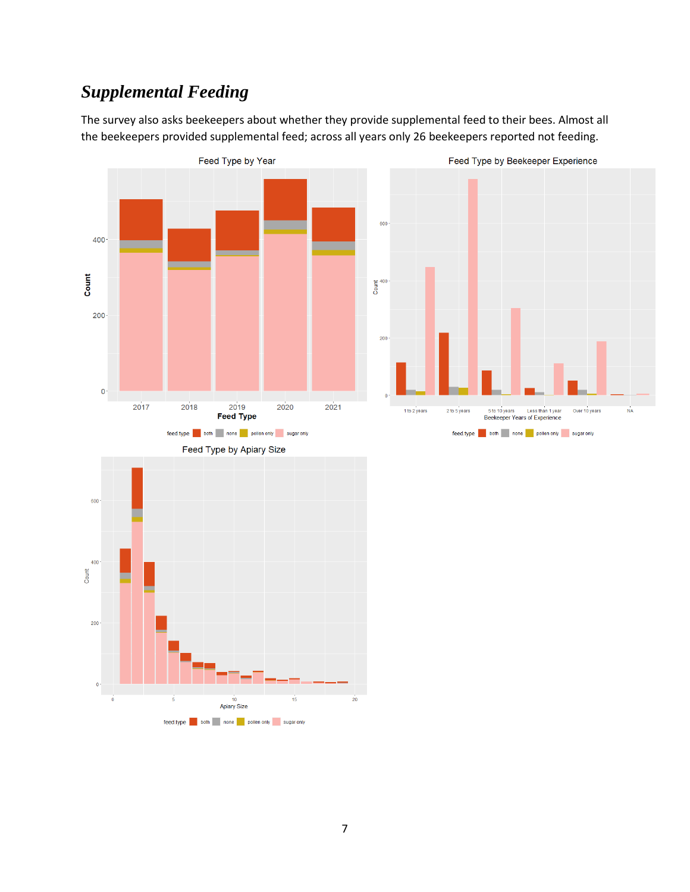## *Supplemental Feeding*

The survey also asks beekeepers about whether they provide supplemental feed to their bees. Almost all the beekeepers provided supplemental feed; across all years only 26 beekeepers reported not feeding.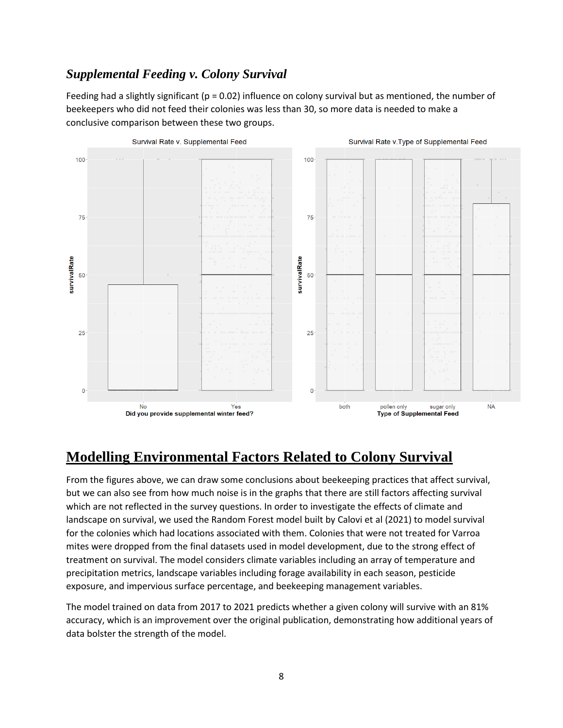### *Supplemental Feeding v. Colony Survival*

Feeding had a slightly significant ($p = 0.02$) influence on colony survival but as mentioned, the number of beekeepers who did not feed their colonies was less than 30, so more data is needed to make a conclusive comparison between these two groups.

## Modelling Environmental Factors Related to Colony Survival

From the figures above, we can draw some conclusions about beekeeping practices that affect survival, but we can also see from how much noise is in the graphs that there are still factors affecting survival which are not reflected in the survey questions. In order to investigate the effects of climate and landscape on survival, we used the Random Forest model built by Calovi et al (2021) to model survival for the colonies which had locations associated with them. Colonies that were not treated for Varroa mites were dropped from the final datasets used in model development, due to the strong effect of treatment on survival. The model considers climate variables including an array of temperature and precipitation metrics, landscape variables including forage availability in each season, pesticide exposure, and impervious surface percentage, and beekeeping management variables.

The model trained on data from 2017 to 2021 predicts whether a given colony will survive with an 81% accuracy, which is an improvement over the original publication, demonstrating how additional years of data bolster the strength of the model.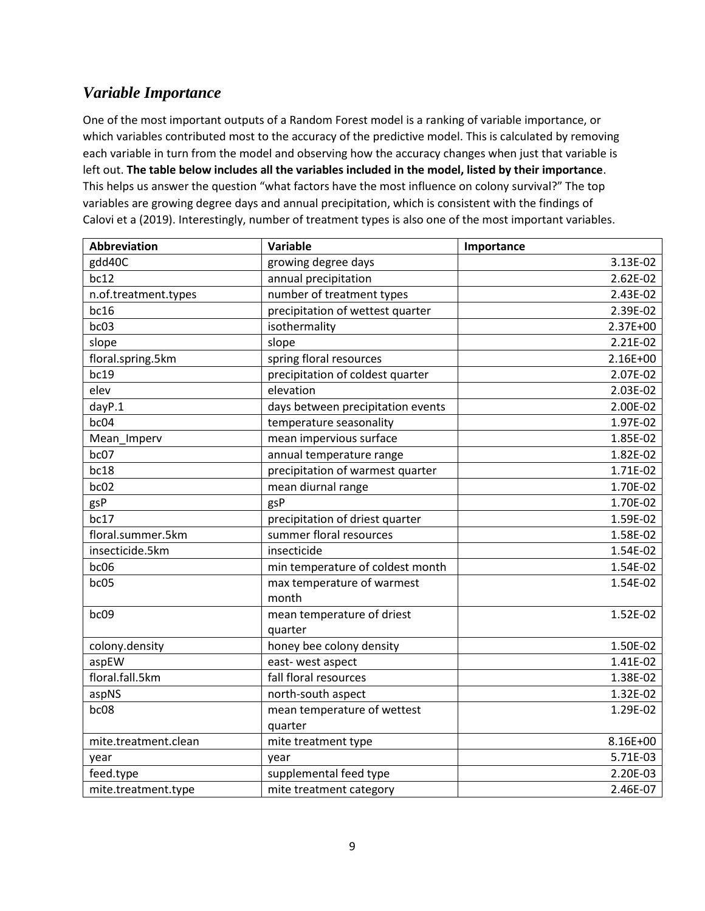## *Variable Importance*

One of the most important outputs of a Random Forest model is a ranking of variable importance, or which variables contributed most to the accuracy of the predictive model. This is calculated by removing each variable in turn from the model and observing how the accuracy changes when just that variable is left out. **The table below includes all the variables included in the model, listed by their importance**. This helps us answer the question "what factors have the most influence on colony survival?" The top variables are growing degree days and annual precipitation, which is consistent with the findings of Calovi et a (2019). Interestingly, number of treatment types is also one of the most important variables.

| Abbreviation | Variable | Importance |
|---|---|---|
| gdd40C | growing degree days | 3.13E-02 |
| bc12 | annual precipitation | 2.62E-02 |
| n.of.treatment.types | number of treatment types | 2.43E-02 |
| bc16 | precipitation of wettest quarter | 2.39E-02 |
| bc03 | isothermality | 2.37E+00 |
| slope | slope | 2.21E-02 |
| floral.spring.5km | spring floral resources | 2.16E+00 |
| bc19 | precipitation of coldest quarter | 2.07E-02 |
| elev | elevation | 2.03E-02 |
| dayP.1 | days between precipitation events | 2.00E-02 |
| bc04 | temperature seasonality | 1.97E-02 |
| Mean_Imperv | mean impervious surface | 1.85E-02 |
| bc07 | annual temperature range | 1.82E-02 |
| bc18 | precipitation of warmest quarter | 1.71E-02 |
| bc02 | mean diurnal range | 1.70E-02 |
| gsP | gsP | 1.70E-02 |
| bc17 | precipitation of driest quarter | 1.59E-02 |
| floral.summer.5km | summer floral resources | 1.58E-02 |
| insecticide.5km | insecticide | 1.54E-02 |
| bc06 | min temperature of coldest month | 1.54E-02 |
| bc05 | max temperature of warmest month | 1.54E-02 |
| bc09 | mean temperature of driest quarter | 1.52E-02 |
| colony.density | honey bee colony density | 1.50E-02 |
| aspEW | east- west aspect | 1.41E-02 |
| floral.fall.5km | fall floral resources | 1.38E-02 |
| aspNS | north-south aspect | 1.32E-02 |
| bc08 | mean temperature of wettest quarter | 1.29E-02 |
| mite.treatment.clean | mite treatment type | 8.16E+00 |
| year | year | 5.71E-03 |
| feed.type | supplemental feed type | 2.20E-03 |
| mite.treatment.type | mite treatment category | 2.46E-07 |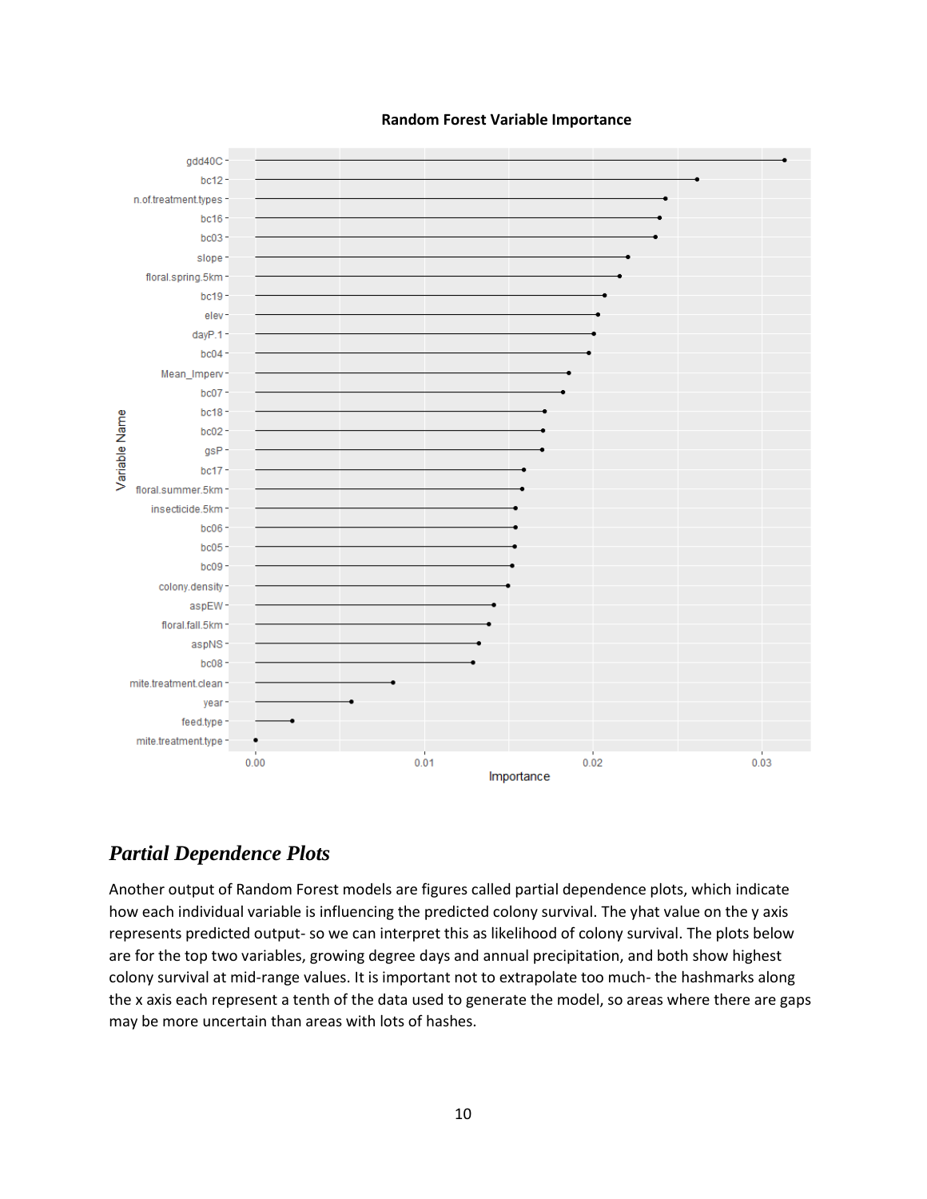**Random Forest Variable Importance**

## *Partial Dependence Plots*

Another output of Random Forest models are figures called partial dependence plots, which indicate how each individual variable is influencing the predicted colony survival. The yhat value on the y axis represents predicted output- so we can interpret this as likelihood of colony survival. The plots below are for the top two variables, growing degree days and annual precipitation, and both show highest colony survival at mid-range values. It is important not to extrapolate too much- the hashmarks along the x axis each represent a tenth of the data used to generate the model, so areas where there are gaps may be more uncertain than areas with lots of hashes.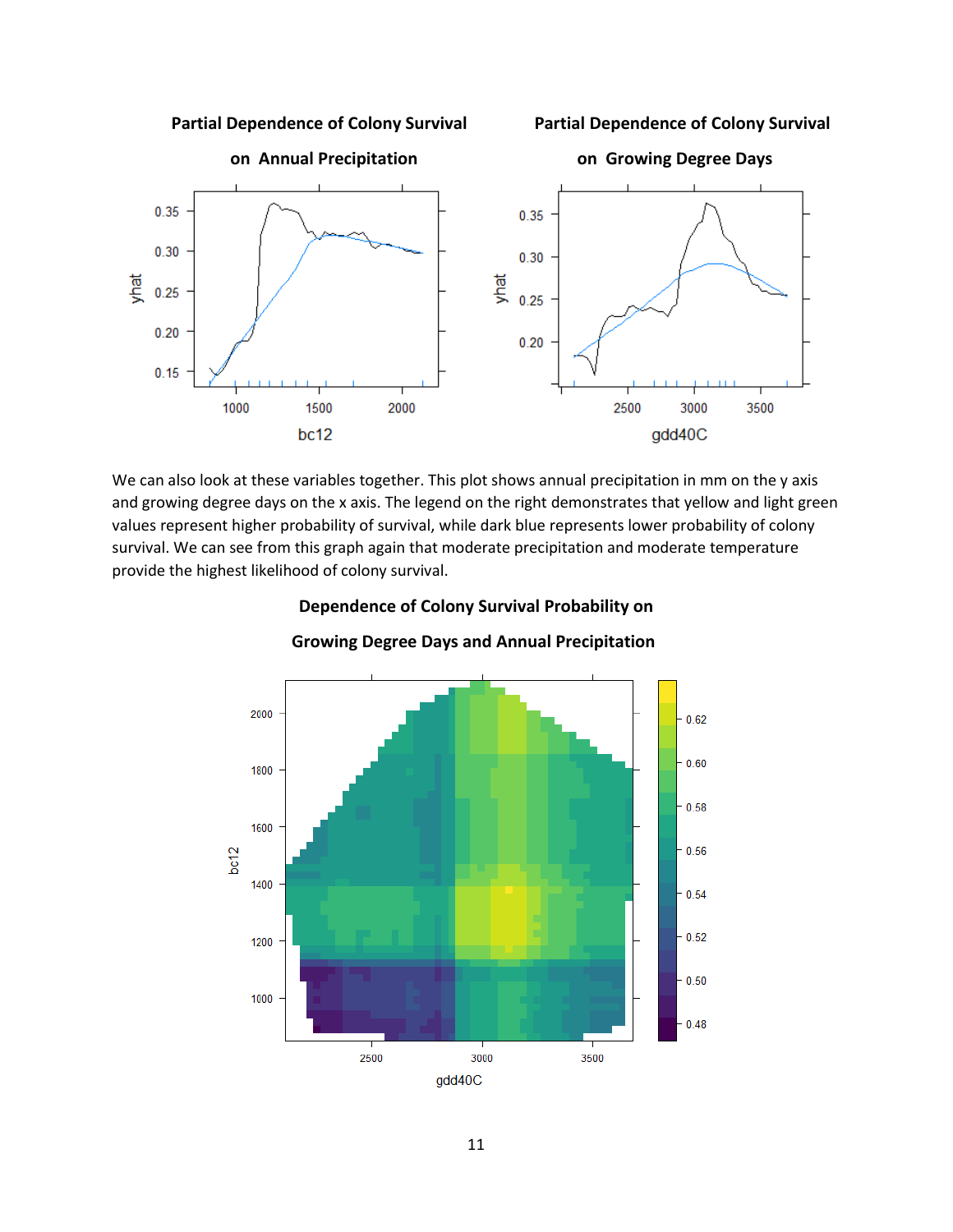**Partial Dependence of Colony Survival on Annual Precipitation**

**Partial Dependence of Colony Survival on Growing Degree Days**

We can also look at these variables together. This plot shows annual precipitation in mm on the y axis and growing degree days on the x axis. The legend on the right demonstrates that yellow and light green values represent higher probability of survival, while dark blue represents lower probability of colony survival. We can see from this graph again that moderate precipitation and moderate temperature provide the highest likelihood of colony survival.

**Dependence of Colony Survival Probability on Growing Degree Days and Annual Precipitation**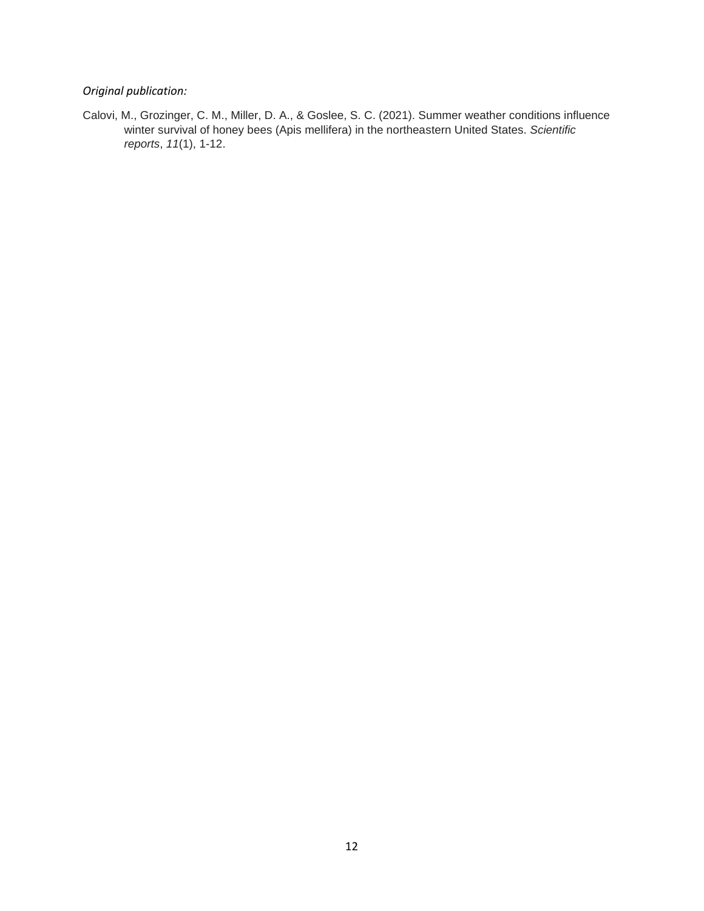*Original publication:*

Calovi, M., Grozinger, C. M., Miller, D. A., & Goslee, S. C. (2021). Summer weather conditions influence winter survival of honey bees (Apis mellifera) in the northeastern United States. *Scientific reports*, *11*(1), 1-12.